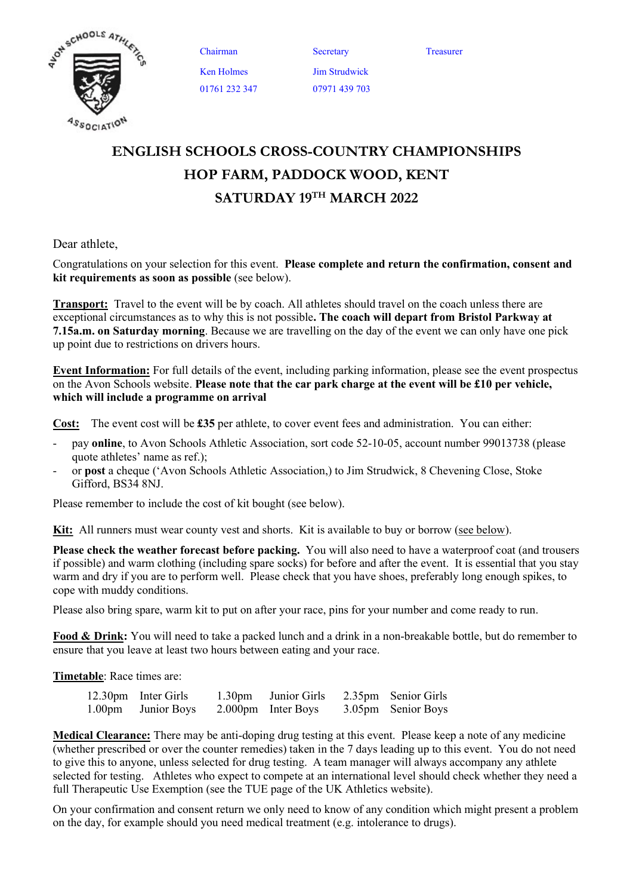| Chairman | Secretary | Treasurer |
|---|---|---|
| Ken Holmes | Jim Strudwick | |
| 01761 232 347 | 07971 439 703 | |

# ENGLISH SCHOOLS CROSS-COUNTRY CHAMPIONSHIPS
# HOP FARM, PADDOCK WOOD, KENT
# SATURDAY 19TH MARCH 2022

Dear athlete,

Congratulations on your selection for this event. **Please complete and return the confirmation, consent and kit requirements as soon as possible** (see below).

**Transport:** Travel to the event will be by coach. All athletes should travel on the coach unless there are exceptional circumstances as to why this is not possible**. The coach will depart from Bristol Parkway at 7.15a.m. on Saturday morning**. Because we are travelling on the day of the event we can only have one pick up point due to restrictions on drivers hours.

**Event Information:** For full details of the event, including parking information, please see the event prospectus on the Avon Schools website. **Please note that the car park charge at the event will be £10 per vehicle, which will include a programme on arrival**

**Cost:** The event cost will be **£35** per athlete, to cover event fees and administration. You can either:

- pay **online**, to Avon Schools Athletic Association, sort code 52-10-05, account number 99013738 (please quote athletes' name as ref.);
- or **post** a cheque ('Avon Schools Athletic Association,) to Jim Strudwick, 8 Chevening Close, Stoke Gifford, BS34 8NJ.

Please remember to include the cost of kit bought (see below).

**Kit:** All runners must wear county vest and shorts. Kit is available to buy or borrow (see below).

**Please check the weather forecast before packing.** You will also need to have a waterproof coat (and trousers if possible) and warm clothing (including spare socks) for before and after the event. It is essential that you stay warm and dry if you are to perform well. Please check that you have shoes, preferably long enough spikes, to cope with muddy conditions.

Please also bring spare, warm kit to put on after your race, pins for your number and come ready to run.

**Food & Drink:** You will need to take a packed lunch and a drink in a non-breakable bottle, but do remember to ensure that you leave at least two hours between eating and your race.

**Timetable**: Race times are:

| | | | | | |
|---|---|---|---|---|---|
| 12.30pm | Inter Girls | 1.30pm | Junior Girls | 2.35pm | Senior Girls |
| 1.00pm | Junior Boys | 2.000pm | Inter Boys | 3.05pm | Senior Boys |

**Medical Clearance:** There may be anti-doping drug testing at this event. Please keep a note of any medicine (whether prescribed or over the counter remedies) taken in the 7 days leading up to this event. You do not need to give this to anyone, unless selected for drug testing. A team manager will always accompany any athlete selected for testing. Athletes who expect to compete at an international level should check whether they need a full Therapeutic Use Exemption (see the TUE page of the UK Athletics website).

On your confirmation and consent return we only need to know of any condition which might present a problem on the day, for example should you need medical treatment (e.g. intolerance to drugs).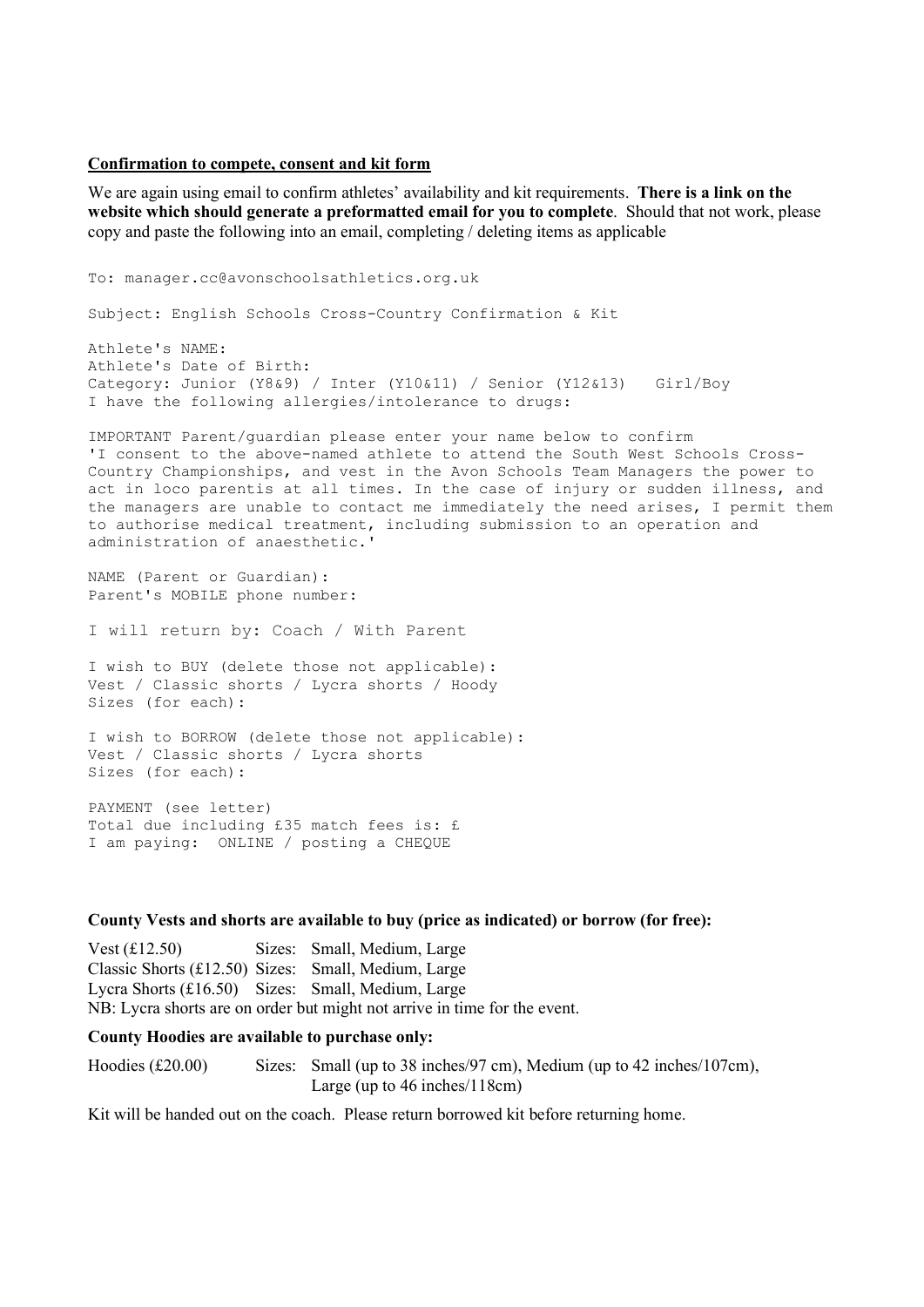**Confirmation to compete, consent and kit form**

We are again using email to confirm athletes' availability and kit requirements. **There is a link on the website which should generate a preformatted email for you to complete**. Should that not work, please copy and paste the following into an email, completing / deleting items as applicable

```
To: manager.cc@avonschoolsathletics.org.uk

Subject: English Schools Cross-Country Confirmation & Kit

Athlete's NAME:
Athlete's Date of Birth:
Category: Junior (Y8&9) / Inter (Y10&11) / Senior (Y12&13)   Girl/Boy
I have the following allergies/intolerance to drugs:

IMPORTANT Parent/guardian please enter your name below to confirm
'I consent to the above-named athlete to attend the South West Schools Cross-
Country Championships, and vest in the Avon Schools Team Managers the power to
act in loco parentis at all times. In the case of injury or sudden illness, and
the managers are unable to contact me immediately the need arises, I permit them
to authorise medical treatment, including submission to an operation and
administration of anaesthetic.'

NAME (Parent or Guardian):
Parent's MOBILE phone number:

I will return by: Coach / With Parent

I wish to BUY (delete those not applicable):
Vest / Classic shorts / Lycra shorts / Hoody
Sizes (for each):

I wish to BORROW (delete those not applicable):
Vest / Classic shorts / Lycra shorts
Sizes (for each):

PAYMENT (see letter)
Total due including £35 match fees is: £
I am paying:  ONLINE / posting a CHEQUE
```

**County Vests and shorts are available to buy (price as indicated) or borrow (for free):**

| | |
|---|---|
| Vest (£12.50) | Sizes: Small, Medium, Large |
| Classic Shorts (£12.50) | Sizes: Small, Medium, Large |
| Lycra Shorts (£16.50) | Sizes: Small, Medium, Large |

NB: Lycra shorts are on order but might not arrive in time for the event.

**County Hoodies are available to purchase only:**

| | |
|---|---|
| Hoodies (£20.00) | Sizes: Small (up to 38 inches/97 cm), Medium (up to 42 inches/107cm), Large (up to 46 inches/118cm) |

Kit will be handed out on the coach. Please return borrowed kit before returning home.